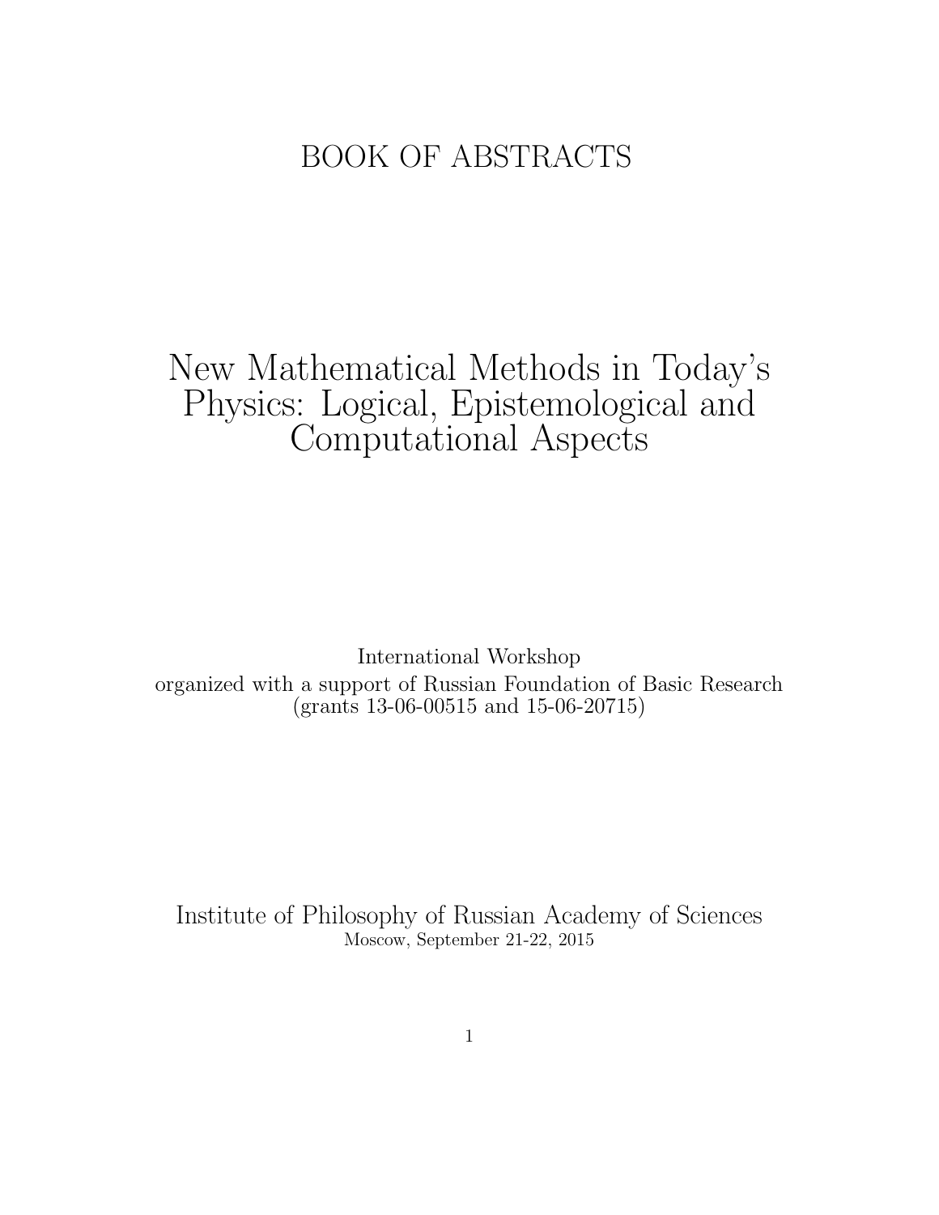# BOOK OF ABSTRACTS

# New Mathematical Methods in Today's Physics: Logical, Epistemological and Computational Aspects

International Workshop
organized with a support of Russian Foundation of Basic Research
(grants 13-06-00515 and 15-06-20715)

Institute of Philosophy of Russian Academy of Sciences
Moscow, September 21-22, 2015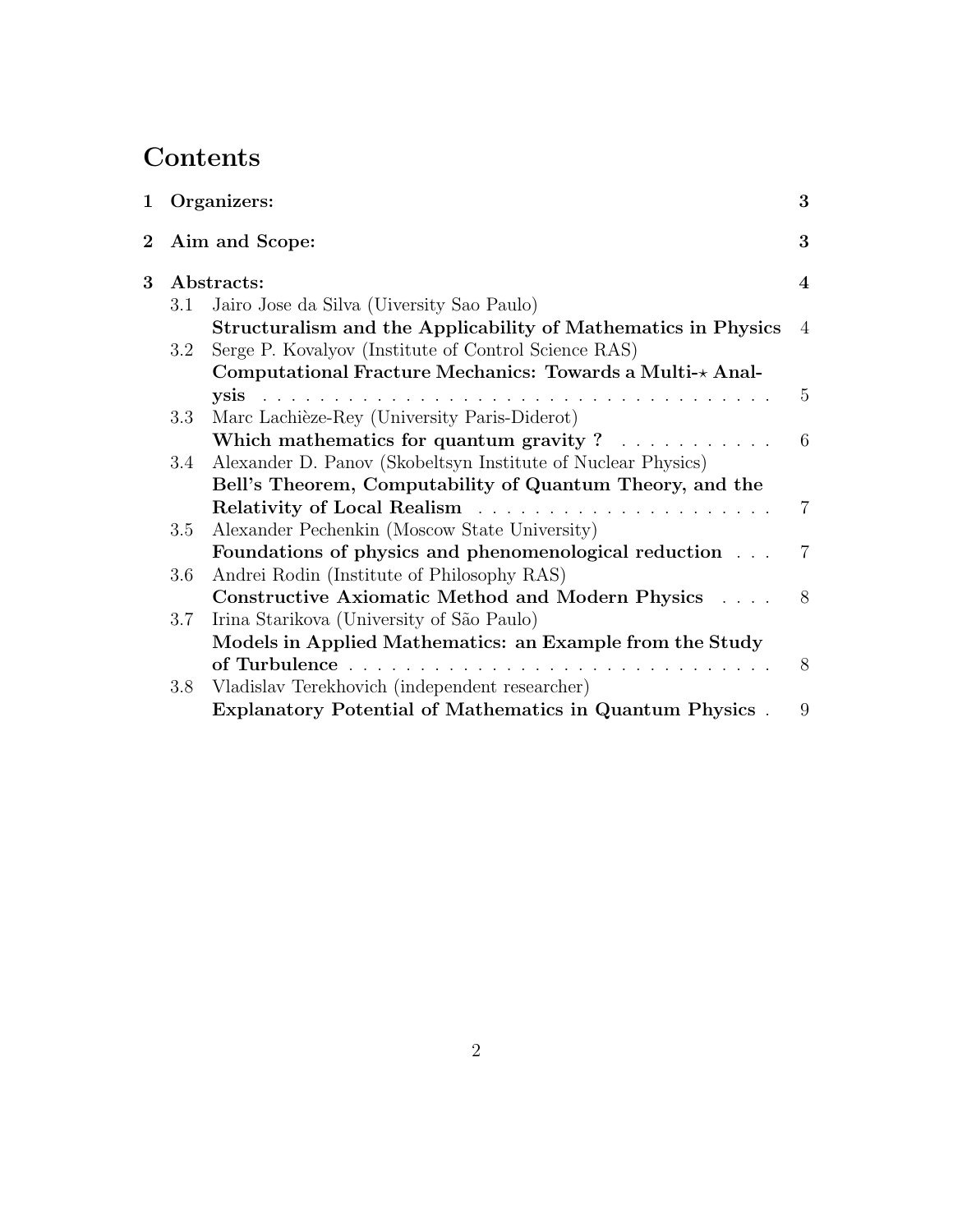# Contents

**1 Organizers:** **3**

**2 Aim and Scope:** **3**

**3 Abstracts:** **4**

- 3.1 Jairo Jose da Silva (Uiversity Sao Paulo)
  **Structuralism and the Applicability of Mathematics in Physics** 4
- 3.2 Serge P. Kovalyov (Institute of Control Science RAS)
  **Computational Fracture Mechanics: Towards a Multi-⋆ Analysis** . . . . . . . . . . . . . . . . . . . . . . . . . . . . . . . . . . . . . 5
- 3.3 Marc Lachièze-Rey (University Paris-Diderot)
  **Which mathematics for quantum gravity ?** . . . . . . . . . . . 6
- 3.4 Alexander D. Panov (Skobeltsyn Institute of Nuclear Physics)
  **Bell's Theorem, Computability of Quantum Theory, and the Relativity of Local Realism** . . . . . . . . . . . . . . . . . . . . . 7
- 3.5 Alexander Pechenkin (Moscow State University)
  **Foundations of physics and phenomenological reduction** . . . 7
- 3.6 Andrei Rodin (Institute of Philosophy RAS)
  **Constructive Axiomatic Method and Modern Physics** . . . . 8
- 3.7 Irina Starikova (University of São Paulo)
  **Models in Applied Mathematics: an Example from the Study of Turbulence** . . . . . . . . . . . . . . . . . . . . . . . . . . . . . . 8
- 3.8 Vladislav Terekhovich (independent researcher)
  **Explanatory Potential of Mathematics in Quantum Physics** . 9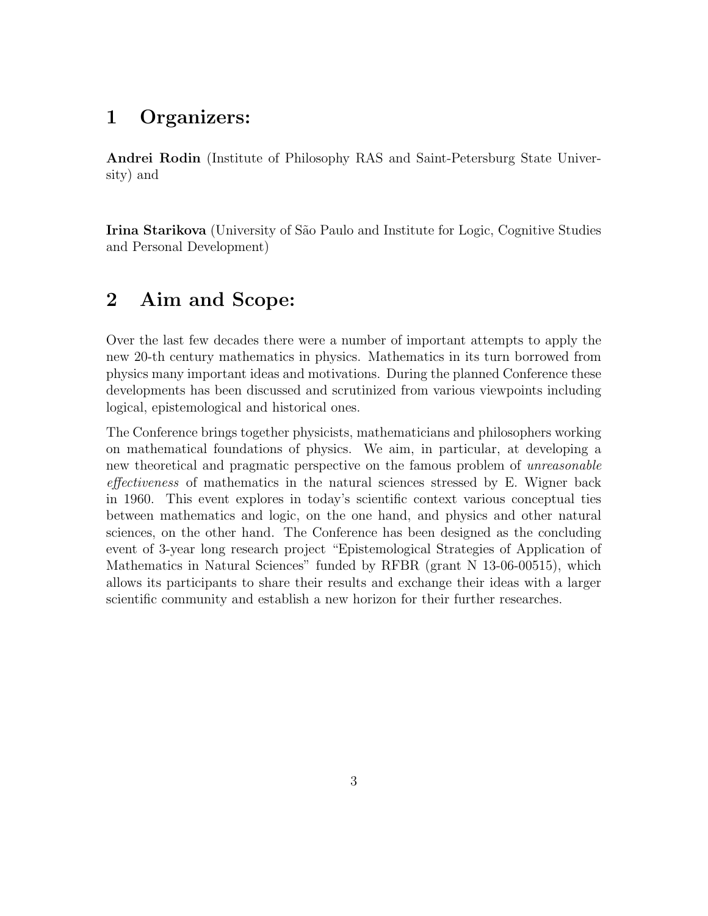## 1 Organizers:

**Andrei Rodin** (Institute of Philosophy RAS and Saint-Petersburg State University) and

**Irina Starikova** (University of São Paulo and Institute for Logic, Cognitive Studies and Personal Development)

## 2 Aim and Scope:

Over the last few decades there were a number of important attempts to apply the new 20-th century mathematics in physics. Mathematics in its turn borrowed from physics many important ideas and motivations. During the planned Conference these developments has been discussed and scrutinized from various viewpoints including logical, epistemological and historical ones.

The Conference brings together physicists, mathematicians and philosophers working on mathematical foundations of physics. We aim, in particular, at developing a new theoretical and pragmatic perspective on the famous problem of *unreasonable effectiveness* of mathematics in the natural sciences stressed by E. Wigner back in 1960. This event explores in today's scientific context various conceptual ties between mathematics and logic, on the one hand, and physics and other natural sciences, on the other hand. The Conference has been designed as the concluding event of 3-year long research project "Epistemological Strategies of Application of Mathematics in Natural Sciences" funded by RFBR (grant N 13-06-00515), which allows its participants to share their results and exchange their ideas with a larger scientific community and establish a new horizon for their further researches.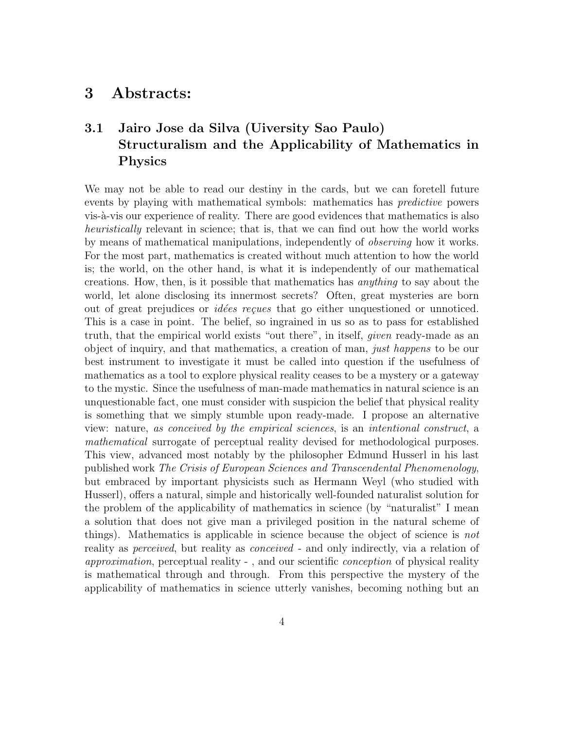# 3 Abstracts:

## 3.1 Jairo Jose da Silva (Uiversity Sao Paulo) Structuralism and the Applicability of Mathematics in Physics

We may not be able to read our destiny in the cards, but we can foretell future events by playing with mathematical symbols: mathematics has *predictive* powers vis-à-vis our experience of reality. There are good evidences that mathematics is also *heuristically* relevant in science; that is, that we can find out how the world works by means of mathematical manipulations, independently of *observing* how it works. For the most part, mathematics is created without much attention to how the world is; the world, on the other hand, is what it is independently of our mathematical creations. How, then, is it possible that mathematics has *anything* to say about the world, let alone disclosing its innermost secrets? Often, great mysteries are born out of great prejudices or *idées reçues* that go either unquestioned or unnoticed. This is a case in point. The belief, so ingrained in us so as to pass for established truth, that the empirical world exists "out there", in itself, *given* ready-made as an object of inquiry, and that mathematics, a creation of man, *just happens* to be our best instrument to investigate it must be called into question if the usefulness of mathematics as a tool to explore physical reality ceases to be a mystery or a gateway to the mystic. Since the usefulness of man-made mathematics in natural science is an unquestionable fact, one must consider with suspicion the belief that physical reality is something that we simply stumble upon ready-made. I propose an alternative view: nature, *as conceived by the empirical sciences*, is an *intentional construct*, a *mathematical* surrogate of perceptual reality devised for methodological purposes. This view, advanced most notably by the philosopher Edmund Husserl in his last published work *The Crisis of European Sciences and Transcendental Phenomenology*, but embraced by important physicists such as Hermann Weyl (who studied with Husserl), offers a natural, simple and historically well-founded naturalist solution for the problem of the applicability of mathematics in science (by "naturalist" I mean a solution that does not give man a privileged position in the natural scheme of things). Mathematics is applicable in science because the object of science is *not* reality as *perceived*, but reality as *conceived* - and only indirectly, via a relation of *approximation*, perceptual reality - , and our scientific *conception* of physical reality is mathematical through and through. From this perspective the mystery of the applicability of mathematics in science utterly vanishes, becoming nothing but an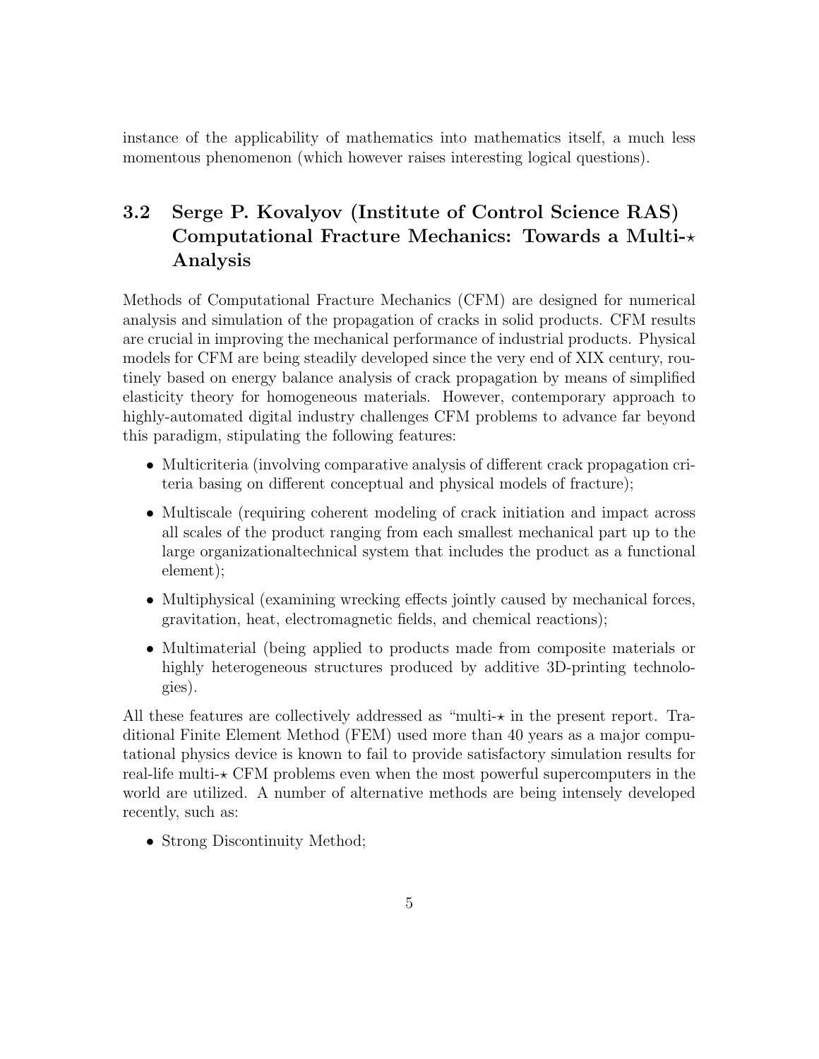instance of the applicability of mathematics into mathematics itself, a much less momentous phenomenon (which however raises interesting logical questions).

## 3.2 Serge P. Kovalyov (Institute of Control Science RAS) Computational Fracture Mechanics: Towards a Multi-$\star$ Analysis

Methods of Computational Fracture Mechanics (CFM) are designed for numerical analysis and simulation of the propagation of cracks in solid products. CFM results are crucial in improving the mechanical performance of industrial products. Physical models for CFM are being steadily developed since the very end of XIX century, routinely based on energy balance analysis of crack propagation by means of simplified elasticity theory for homogeneous materials. However, contemporary approach to highly-automated digital industry challenges CFM problems to advance far beyond this paradigm, stipulating the following features:

- Multicriteria (involving comparative analysis of different crack propagation criteria basing on different conceptual and physical models of fracture);
- Multiscale (requiring coherent modeling of crack initiation and impact across all scales of the product ranging from each smallest mechanical part up to the large organizationaltechnical system that includes the product as a functional element);
- Multiphysical (examining wrecking effects jointly caused by mechanical forces, gravitation, heat, electromagnetic fields, and chemical reactions);
- Multimaterial (being applied to products made from composite materials or highly heterogeneous structures produced by additive 3D-printing technologies).

All these features are collectively addressed as "multi-$\star$ in the present report. Traditional Finite Element Method (FEM) used more than 40 years as a major computational physics device is known to fail to provide satisfactory simulation results for real-life multi-$\star$ CFM problems even when the most powerful supercomputers in the world are utilized. A number of alternative methods are being intensely developed recently, such as:

- Strong Discontinuity Method;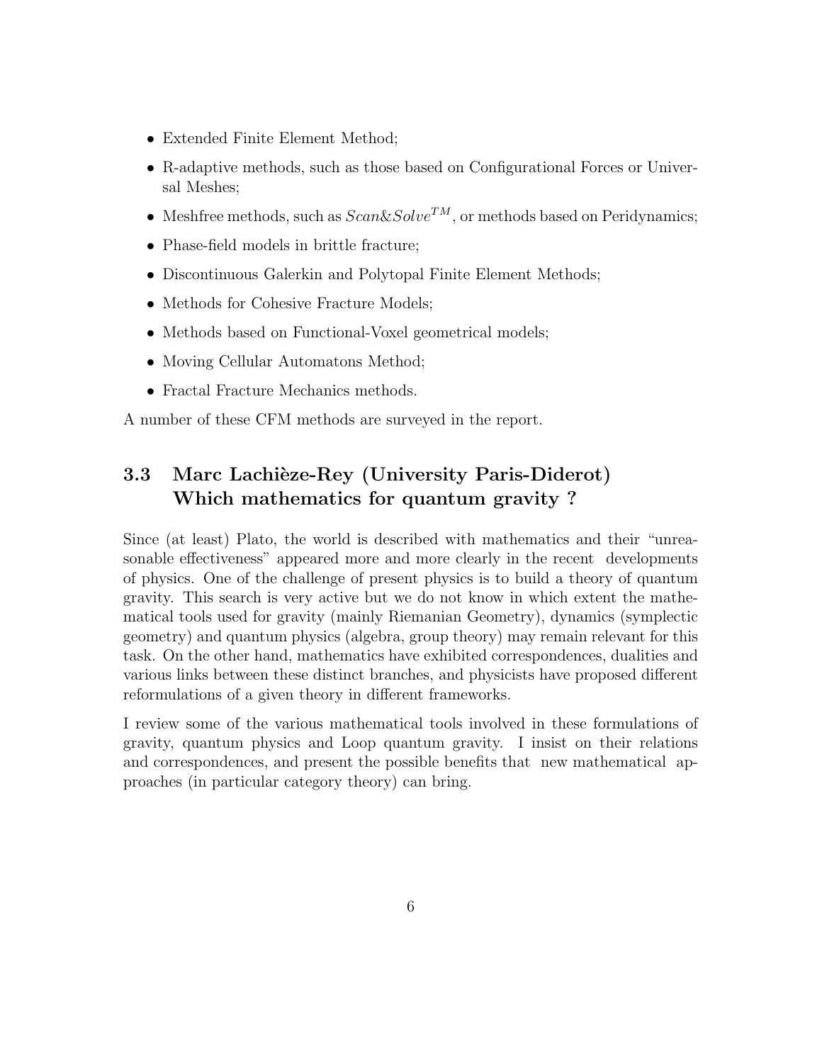- Extended Finite Element Method;
- R-adaptive methods, such as those based on Configurational Forces or Universal Meshes;
- Meshfree methods, such as $Scan\&Solve^{TM}$, or methods based on Peridynamics;
- Phase-field models in brittle fracture;
- Discontinuous Galerkin and Polytopal Finite Element Methods;
- Methods for Cohesive Fracture Models;
- Methods based on Functional-Voxel geometrical models;
- Moving Cellular Automatons Method;
- Fractal Fracture Mechanics methods.

A number of these CFM methods are surveyed in the report.

### 3.3 Marc Lachièze-Rey (University Paris-Diderot) Which mathematics for quantum gravity ?

Since (at least) Plato, the world is described with mathematics and their "unreasonable effectiveness" appeared more and more clearly in the recent developments of physics. One of the challenge of present physics is to build a theory of quantum gravity. This search is very active but we do not know in which extent the mathematical tools used for gravity (mainly Riemanian Geometry), dynamics (symplectic geometry) and quantum physics (algebra, group theory) may remain relevant for this task. On the other hand, mathematics have exhibited correspondences, dualities and various links between these distinct branches, and physicists have proposed different reformulations of a given theory in different frameworks.

I review some of the various mathematical tools involved in these formulations of gravity, quantum physics and Loop quantum gravity. I insist on their relations and correspondences, and present the possible benefits that new mathematical approaches (in particular category theory) can bring.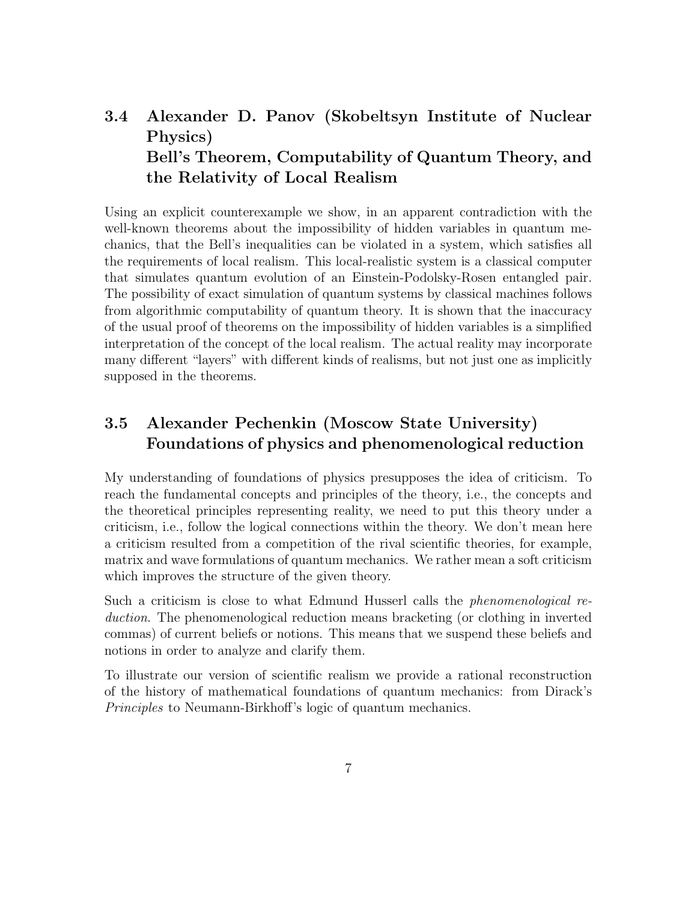## 3.4 Alexander D. Panov (Skobeltsyn Institute of Nuclear Physics) Bell's Theorem, Computability of Quantum Theory, and the Relativity of Local Realism

Using an explicit counterexample we show, in an apparent contradiction with the well-known theorems about the impossibility of hidden variables in quantum mechanics, that the Bell's inequalities can be violated in a system, which satisfies all the requirements of local realism. This local-realistic system is a classical computer that simulates quantum evolution of an Einstein-Podolsky-Rosen entangled pair. The possibility of exact simulation of quantum systems by classical machines follows from algorithmic computability of quantum theory. It is shown that the inaccuracy of the usual proof of theorems on the impossibility of hidden variables is a simplified interpretation of the concept of the local realism. The actual reality may incorporate many different "layers" with different kinds of realisms, but not just one as implicitly supposed in the theorems.

## 3.5 Alexander Pechenkin (Moscow State University) Foundations of physics and phenomenological reduction

My understanding of foundations of physics presupposes the idea of criticism. To reach the fundamental concepts and principles of the theory, i.e., the concepts and the theoretical principles representing reality, we need to put this theory under a criticism, i.e., follow the logical connections within the theory. We don't mean here a criticism resulted from a competition of the rival scientific theories, for example, matrix and wave formulations of quantum mechanics. We rather mean a soft criticism which improves the structure of the given theory.

Such a criticism is close to what Edmund Husserl calls the *phenomenological reduction*. The phenomenological reduction means bracketing (or clothing in inverted commas) of current beliefs or notions. This means that we suspend these beliefs and notions in order to analyze and clarify them.

To illustrate our version of scientific realism we provide a rational reconstruction of the history of mathematical foundations of quantum mechanics: from Dirack's *Principles* to Neumann-Birkhoff's logic of quantum mechanics.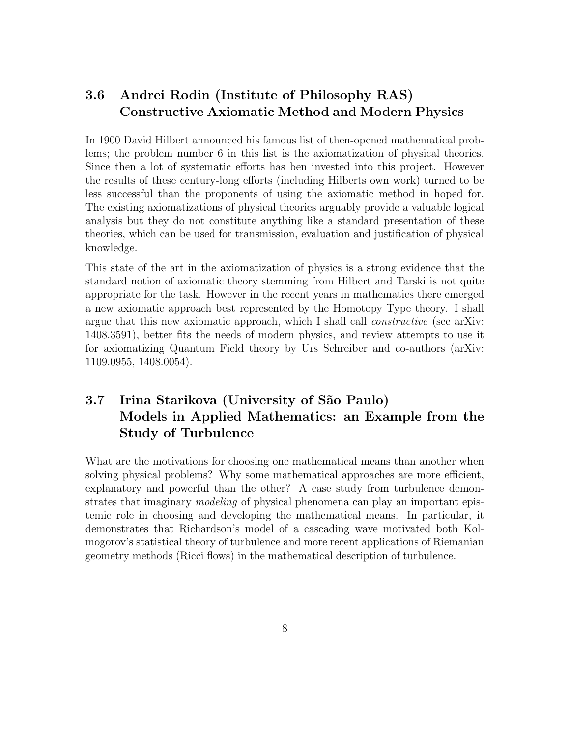## 3.6 Andrei Rodin (Institute of Philosophy RAS) Constructive Axiomatic Method and Modern Physics

In 1900 David Hilbert announced his famous list of then-opened mathematical problems; the problem number 6 in this list is the axiomatization of physical theories. Since then a lot of systematic efforts has ben invested into this project. However the results of these century-long efforts (including Hilberts own work) turned to be less successful than the proponents of using the axiomatic method in hoped for. The existing axiomatizations of physical theories arguably provide a valuable logical analysis but they do not constitute anything like a standard presentation of these theories, which can be used for transmission, evaluation and justification of physical knowledge.

This state of the art in the axiomatization of physics is a strong evidence that the standard notion of axiomatic theory stemming from Hilbert and Tarski is not quite appropriate for the task. However in the recent years in mathematics there emerged a new axiomatic approach best represented by the Homotopy Type theory. I shall argue that this new axiomatic approach, which I shall call *constructive* (see arXiv: 1408.3591), better fits the needs of modern physics, and review attempts to use it for axiomatizing Quantum Field theory by Urs Schreiber and co-authors (arXiv: 1109.0955, 1408.0054).

## 3.7 Irina Starikova (University of São Paulo) Models in Applied Mathematics: an Example from the Study of Turbulence

What are the motivations for choosing one mathematical means than another when solving physical problems? Why some mathematical approaches are more efficient, explanatory and powerful than the other? A case study from turbulence demonstrates that imaginary *modeling* of physical phenomena can play an important epistemic role in choosing and developing the mathematical means. In particular, it demonstrates that Richardson's model of a cascading wave motivated both Kolmogorov's statistical theory of turbulence and more recent applications of Riemanian geometry methods (Ricci flows) in the mathematical description of turbulence.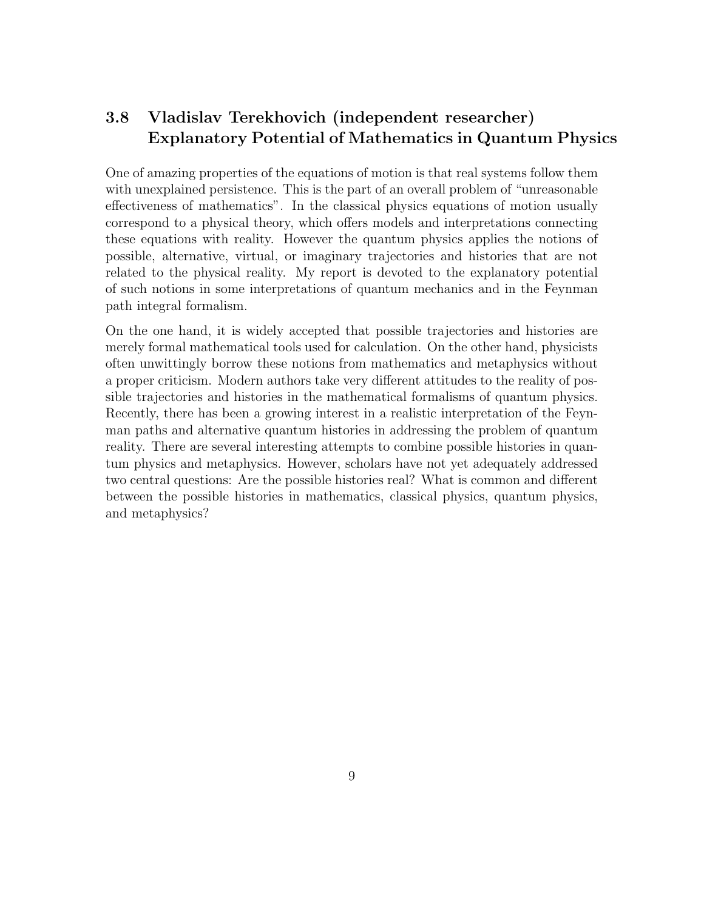### 3.8 Vladislav Terekhovich (independent researcher) Explanatory Potential of Mathematics in Quantum Physics

One of amazing properties of the equations of motion is that real systems follow them with unexplained persistence. This is the part of an overall problem of "unreasonable effectiveness of mathematics". In the classical physics equations of motion usually correspond to a physical theory, which offers models and interpretations connecting these equations with reality. However the quantum physics applies the notions of possible, alternative, virtual, or imaginary trajectories and histories that are not related to the physical reality. My report is devoted to the explanatory potential of such notions in some interpretations of quantum mechanics and in the Feynman path integral formalism.

On the one hand, it is widely accepted that possible trajectories and histories are merely formal mathematical tools used for calculation. On the other hand, physicists often unwittingly borrow these notions from mathematics and metaphysics without a proper criticism. Modern authors take very different attitudes to the reality of possible trajectories and histories in the mathematical formalisms of quantum physics. Recently, there has been a growing interest in a realistic interpretation of the Feynman paths and alternative quantum histories in addressing the problem of quantum reality. There are several interesting attempts to combine possible histories in quantum physics and metaphysics. However, scholars have not yet adequately addressed two central questions: Are the possible histories real? What is common and different between the possible histories in mathematics, classical physics, quantum physics, and metaphysics?